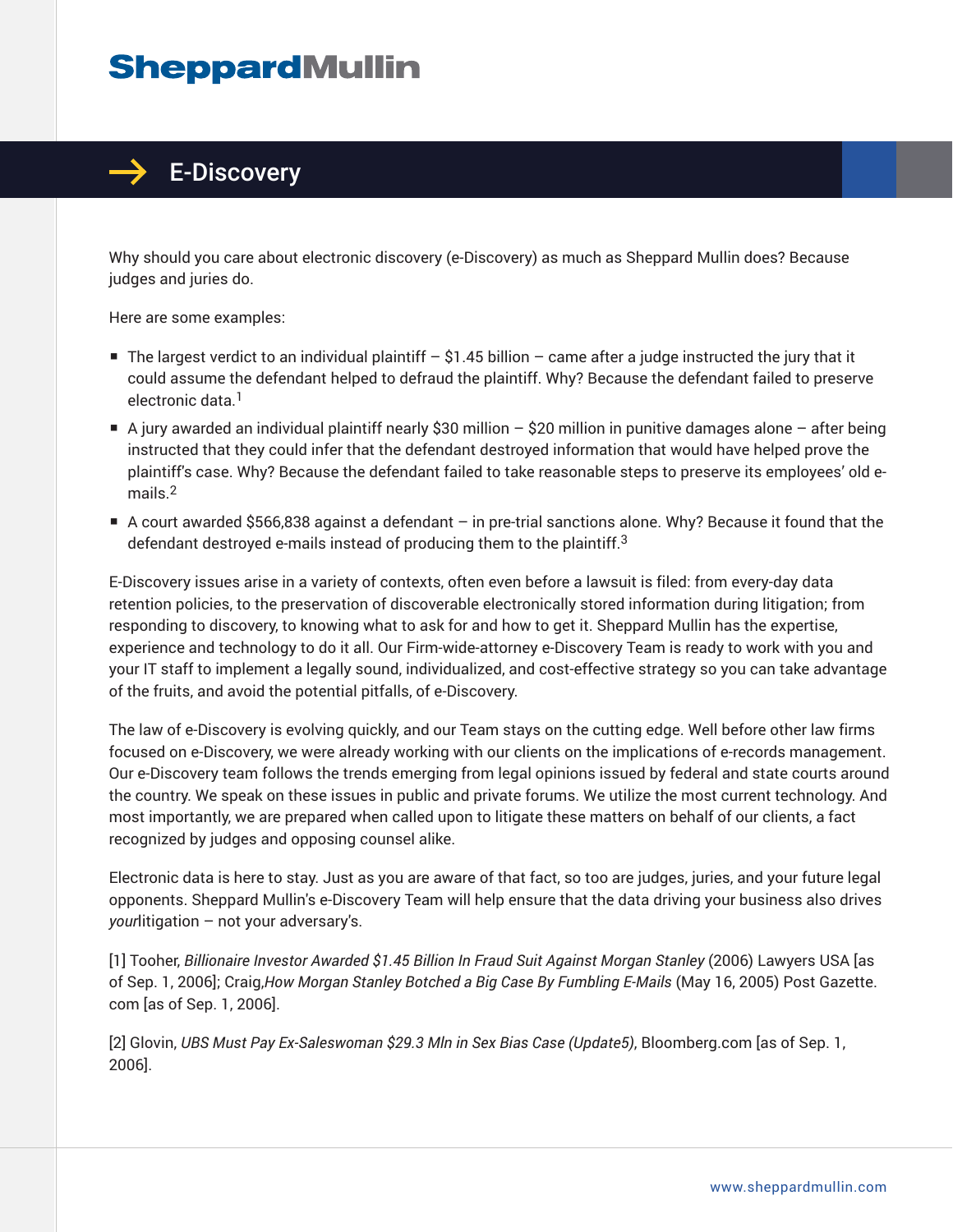# SheppardMullin

## E-Discovery

Why should you care about electronic discovery (e-Discovery) as much as Sheppard Mullin does? Because judges and juries do.

Here are some examples:

- The largest verdict to an individual plaintiff – $1.45 billion – came after a judge instructed the jury that it could assume the defendant helped to defraud the plaintiff. Why? Because the defendant failed to preserve electronic data.[1]
- A jury awarded an individual plaintiff nearly $30 million – $20 million in punitive damages alone – after being instructed that they could infer that the defendant destroyed information that would have helped prove the plaintiff's case. Why? Because the defendant failed to take reasonable steps to preserve its employees' old e-mails.[2]
- A court awarded $566,838 against a defendant – in pre-trial sanctions alone. Why? Because it found that the defendant destroyed e-mails instead of producing them to the plaintiff.[3]

E-Discovery issues arise in a variety of contexts, often even before a lawsuit is filed: from every-day data retention policies, to the preservation of discoverable electronically stored information during litigation; from responding to discovery, to knowing what to ask for and how to get it. Sheppard Mullin has the expertise, experience and technology to do it all. Our Firm-wide-attorney e-Discovery Team is ready to work with you and your IT staff to implement a legally sound, individualized, and cost-effective strategy so you can take advantage of the fruits, and avoid the potential pitfalls, of e-Discovery.

The law of e-Discovery is evolving quickly, and our Team stays on the cutting edge. Well before other law firms focused on e-Discovery, we were already working with our clients on the implications of e-records management. Our e-Discovery team follows the trends emerging from legal opinions issued by federal and state courts around the country. We speak on these issues in public and private forums. We utilize the most current technology. And most importantly, we are prepared when called upon to litigate these matters on behalf of our clients, a fact recognized by judges and opposing counsel alike.

Electronic data is here to stay. Just as you are aware of that fact, so too are judges, juries, and your future legal opponents. Sheppard Mullin's e-Discovery Team will help ensure that the data driving your business also drives *your*litigation – not your adversary's.

[1] Tooher, *Billionaire Investor Awarded $1.45 Billion In Fraud Suit Against Morgan Stanley* (2006) Lawyers USA [as of Sep. 1, 2006]; Craig,*How Morgan Stanley Botched a Big Case By Fumbling E-Mails* (May 16, 2005) Post Gazette.com [as of Sep. 1, 2006].

[2] Glovin, *UBS Must Pay Ex-Saleswoman $29.3 Mln in Sex Bias Case (Update5)*, Bloomberg.com [as of Sep. 1, 2006].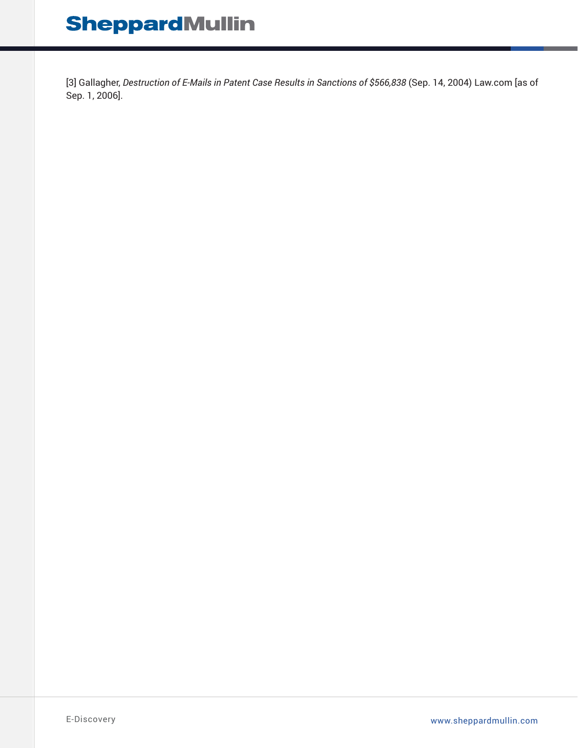[3] Gallagher, *Destruction of E-Mails in Patent Case Results in Sanctions of $566,838* (Sep. 14, 2004) Law.com [as of Sep. 1, 2006].